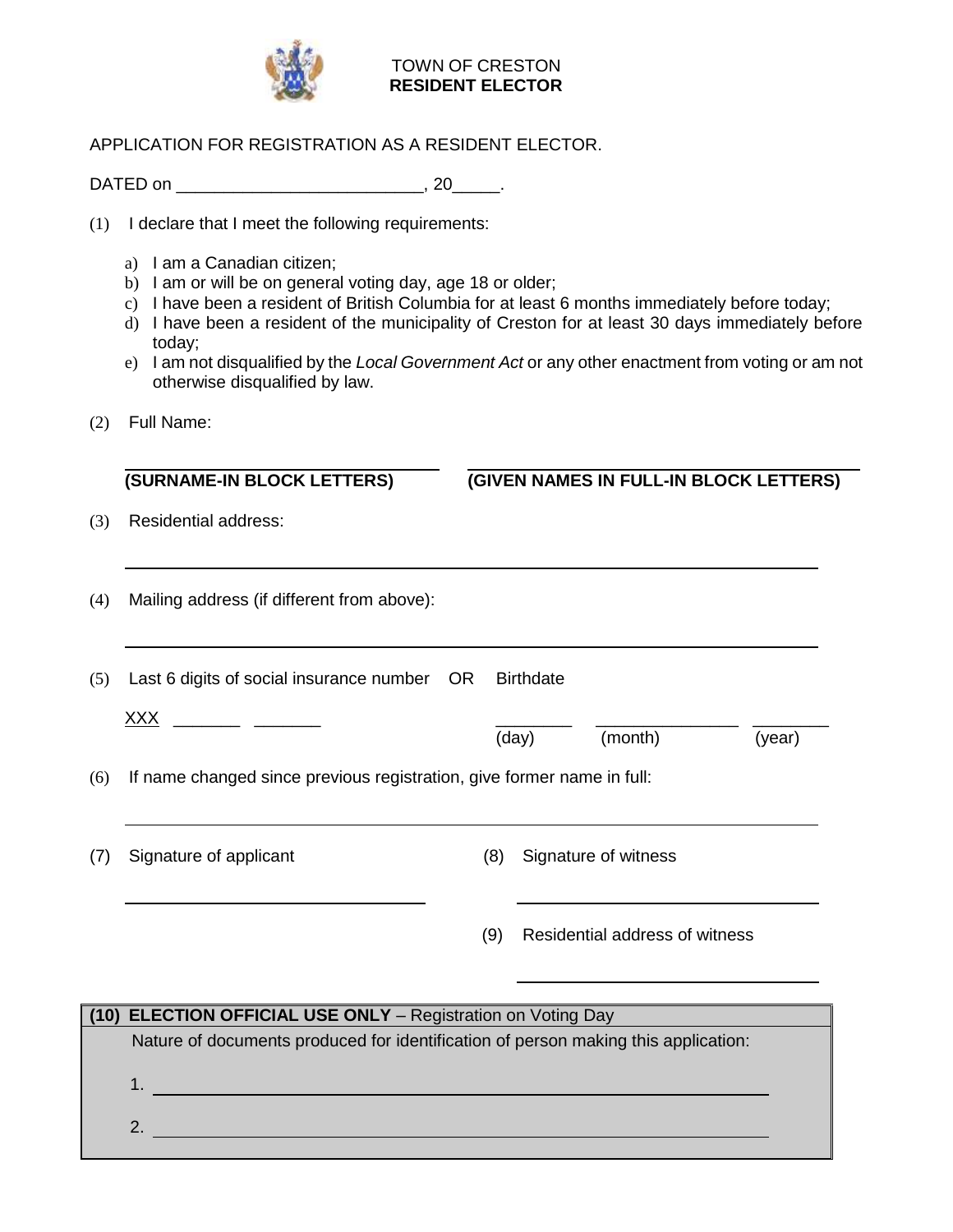# TOWN OF CRESTON
## RESIDENT ELECTOR

APPLICATION FOR REGISTRATION AS A RESIDENT ELECTOR.

DATED on _________________________, 20_____.

(1) I declare that I meet the following requirements:

a) I am a Canadian citizen;
b) I am or will be on general voting day, age 18 or older;
c) I have been a resident of British Columbia for at least 6 months immediately before today;
d) I have been a resident of the municipality of Creston for at least 30 days immediately before today;
e) I am not disqualified by the *Local Government Act* or any other enactment from voting or am not otherwise disqualified by law.

(2) Full Name:

_________________________ _________________________
**(SURNAME-IN BLOCK LETTERS)** **(GIVEN NAMES IN FULL-IN BLOCK LETTERS)**

(3) Residential address:

_____________________________________________

(4) Mailing address (if different from above):

_____________________________________________

(5) Last 6 digits of social insurance number OR Birthdate

XXX _______ _______ _______ _______ _______
(day) (month) (year)

(6) If name changed since previous registration, give former name in full:

_____________________________________________

(7) Signature of applicant

_________________________

(8) Signature of witness

_________________________

(9) Residential address of witness

_________________________

| **(10) ELECTION OFFICIAL USE ONLY** – Registration on Voting Day |
|---|
| Nature of documents produced for identification of person making this application: |
| 1. _____________________________________________ |
| 2. _____________________________________________ |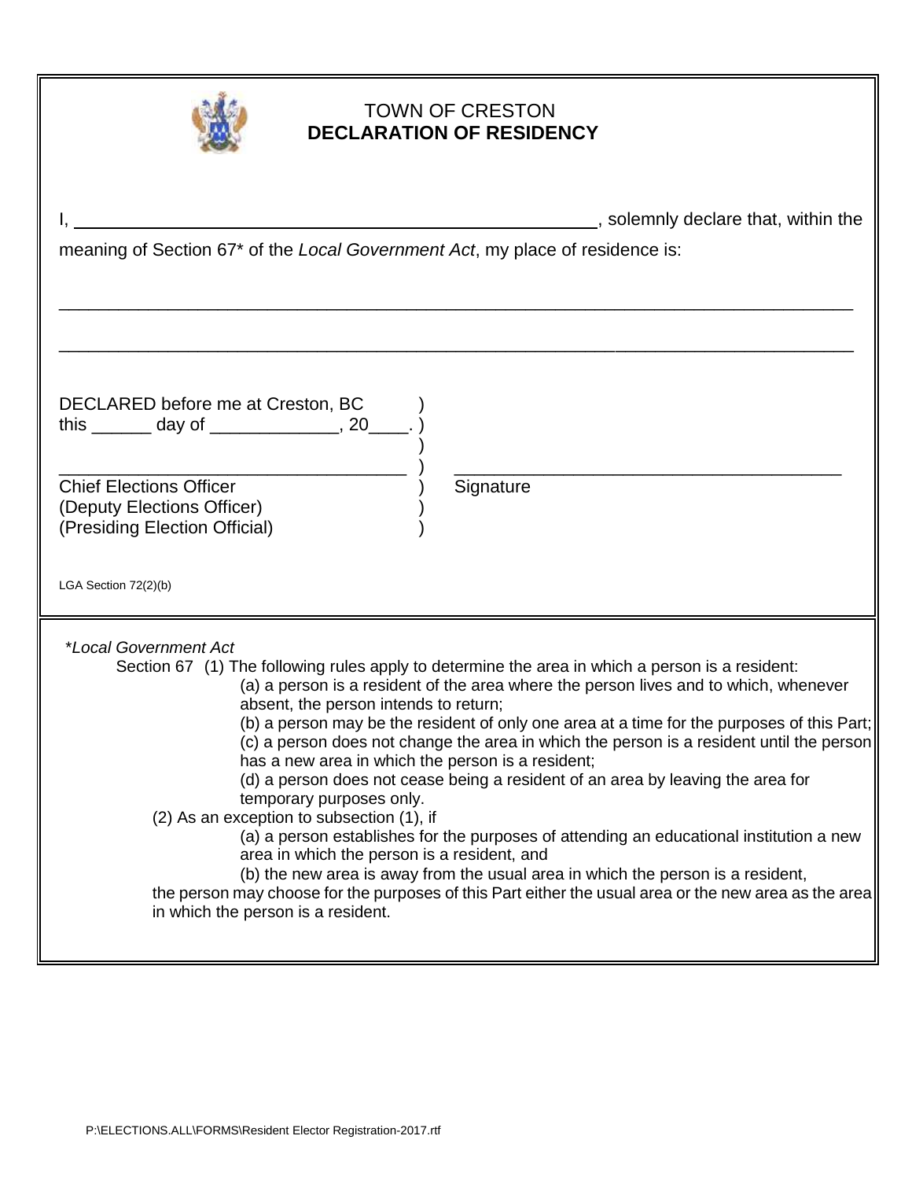# TOWN OF CRESTON
## DECLARATION OF RESIDENCY

I, ______________________________________________, solemnly declare that, within the meaning of Section 67* of the *Local Government Act*, my place of residence is:

_______________________________________________________________________________

_______________________________________________________________________________

DECLARED before me at Creston, BC )
this ______ day of _____________, 20____. )
)
___________________________________ ) ________________________________________
Chief Elections Officer ) Signature
(Deputy Elections Officer) )
(Presiding Election Official) )

LGA Section 72(2)(b)

---

*\*Local Government Act*

Section 67 (1) The following rules apply to determine the area in which a person is a resident:

(a) a person is a resident of the area where the person lives and to which, whenever absent, the person intends to return;

(b) a person may be the resident of only one area at a time for the purposes of this Part;

(c) a person does not change the area in which the person is a resident until the person has a new area in which the person is a resident;

(d) a person does not cease being a resident of an area by leaving the area for temporary purposes only.

(2) As an exception to subsection (1), if

(a) a person establishes for the purposes of attending an educational institution a new area in which the person is a resident, and

(b) the new area is away from the usual area in which the person is a resident,

the person may choose for the purposes of this Part either the usual area or the new area as the area in which the person is a resident.

P:\ELECTIONS.ALL\FORMS\Resident Elector Registration-2017.rtf